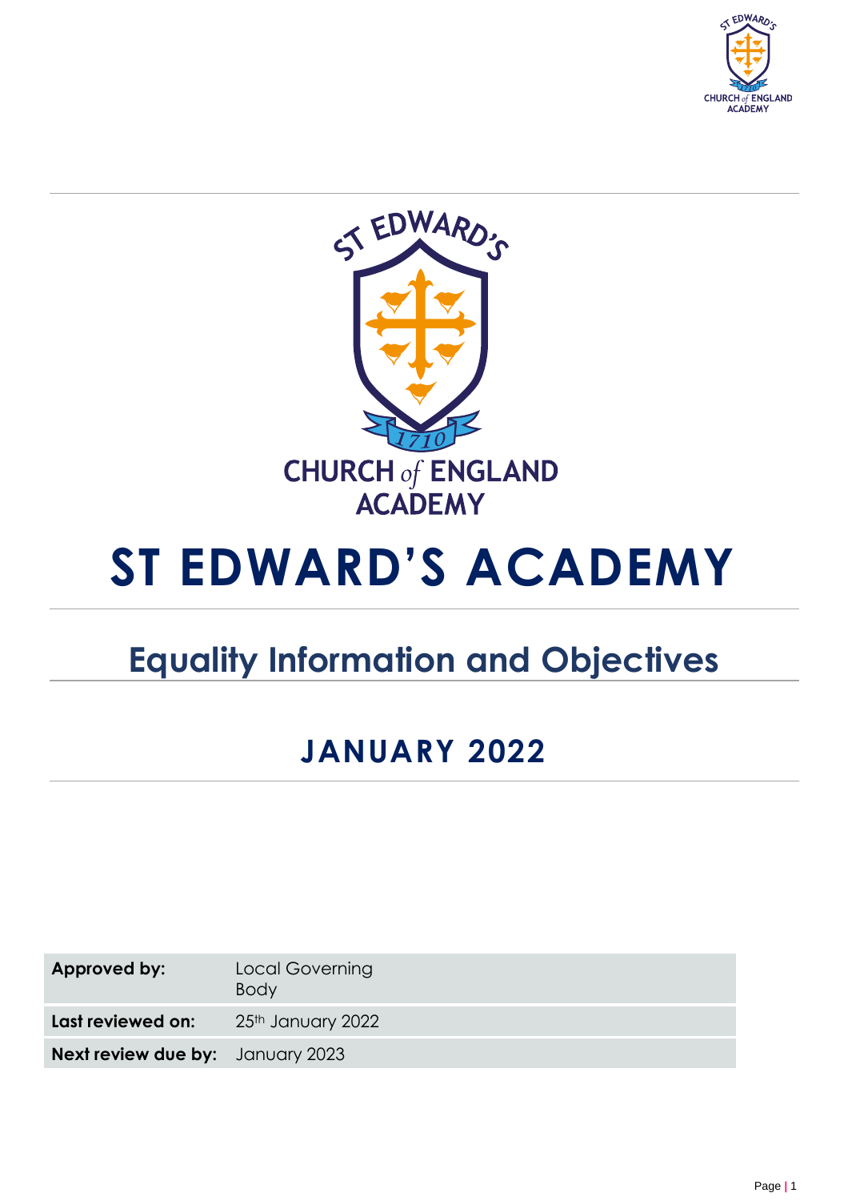# ST EDWARD'S ACADEMY

## Equality Information and Objectives

### JANUARY 2022

| | |
|---|---|
| **Approved by:** | Local Governing Body |
| **Last reviewed on:** | 25th January 2022 |
| **Next review due by:** | January 2023 |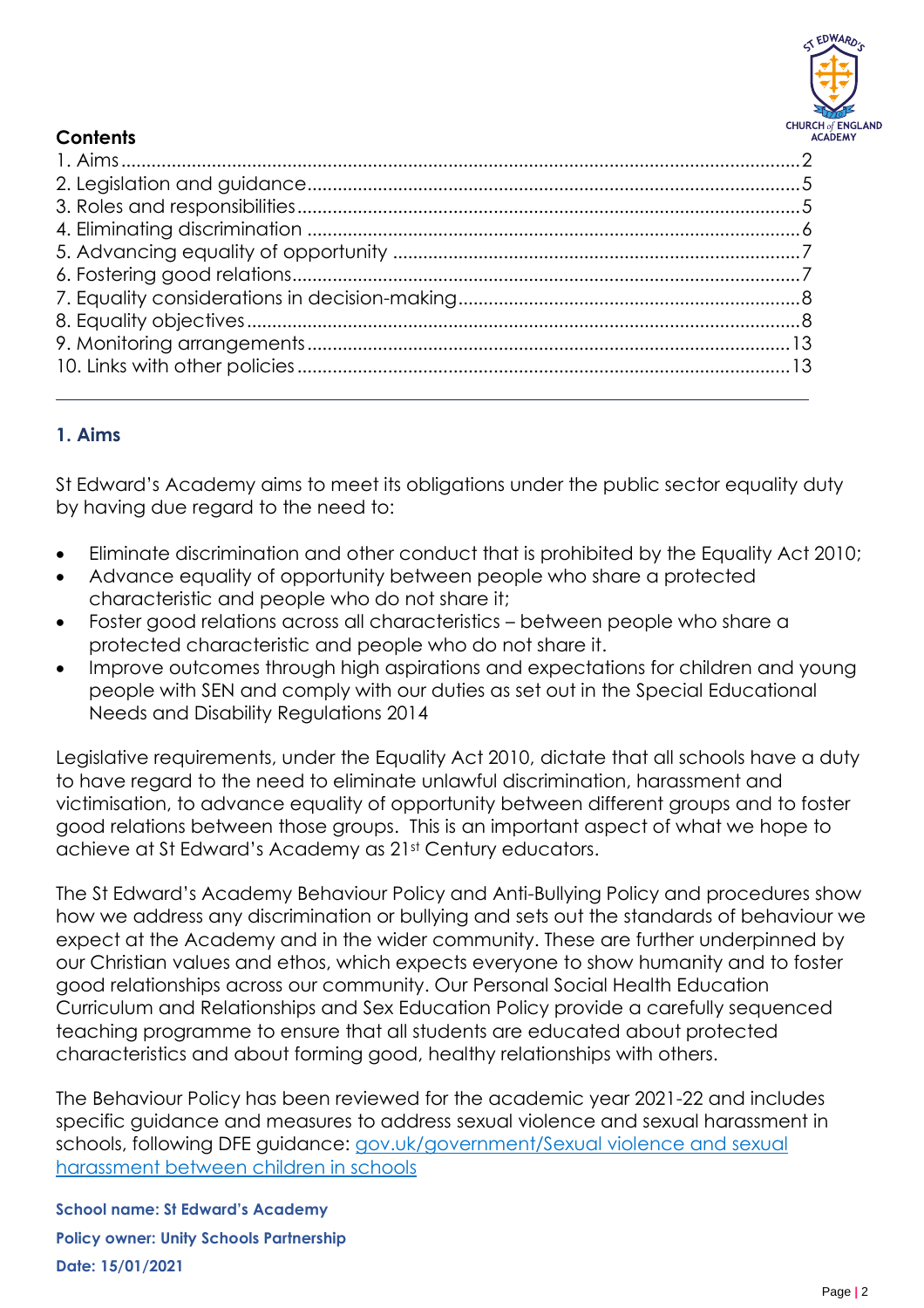**Contents**

1. Aims ........................................................................ 2
2. Legislation and guidance ........................................................................ 5
3. Roles and responsibilities ........................................................................ 5
4. Eliminating discrimination ........................................................................ 6
5. Advancing equality of opportunity ........................................................................ 7
6. Fostering good relations ........................................................................ 7
7. Equality considerations in decision-making ........................................................................ 8
8. Equality objectives ........................................................................ 8
9. Monitoring arrangements ........................................................................ 13
10. Links with other policies ........................................................................ 13

---

## 1. Aims

St Edward's Academy aims to meet its obligations under the public sector equality duty by having due regard to the need to:

- Eliminate discrimination and other conduct that is prohibited by the Equality Act 2010;
- Advance equality of opportunity between people who share a protected characteristic and people who do not share it;
- Foster good relations across all characteristics – between people who share a protected characteristic and people who do not share it.
- Improve outcomes through high aspirations and expectations for children and young people with SEN and comply with our duties as set out in the Special Educational Needs and Disability Regulations 2014

Legislative requirements, under the Equality Act 2010, dictate that all schools have a duty to have regard to the need to eliminate unlawful discrimination, harassment and victimisation, to advance equality of opportunity between different groups and to foster good relations between those groups. This is an important aspect of what we hope to achieve at St Edward's Academy as 21st Century educators.

The St Edward's Academy Behaviour Policy and Anti-Bullying Policy and procedures show how we address any discrimination or bullying and sets out the standards of behaviour we expect at the Academy and in the wider community. These are further underpinned by our Christian values and ethos, which expects everyone to show humanity and to foster good relationships across our community. Our Personal Social Health Education Curriculum and Relationships and Sex Education Policy provide a carefully sequenced teaching programme to ensure that all students are educated about protected characteristics and about forming good, healthy relationships with others.

The Behaviour Policy has been reviewed for the academic year 2021-22 and includes specific guidance and measures to address sexual violence and sexual harassment in schools, following DFE guidance: [gov.uk/government/Sexual violence and sexual harassment between children in schools]

**School name: St Edward's Academy**

**Policy owner: Unity Schools Partnership**

**Date: 15/01/2021**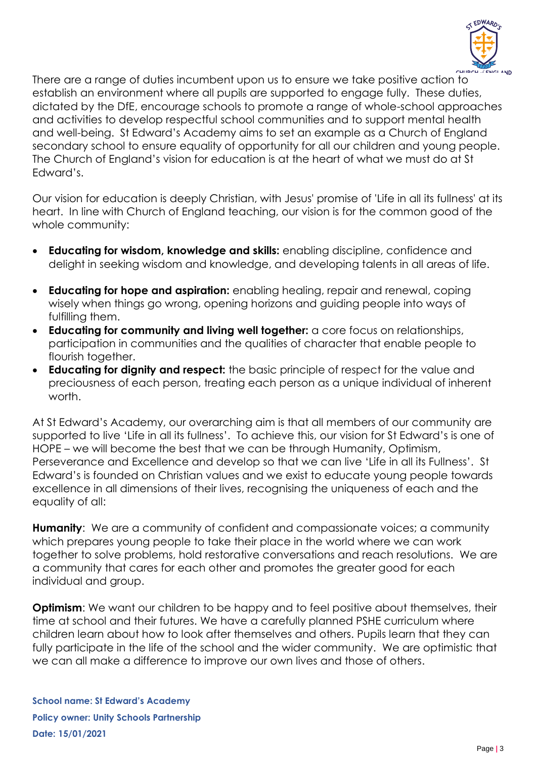There are a range of duties incumbent upon us to ensure we take positive action to establish an environment where all pupils are supported to engage fully. These duties, dictated by the DfE, encourage schools to promote a range of whole-school approaches and activities to develop respectful school communities and to support mental health and well-being. St Edward's Academy aims to set an example as a Church of England secondary school to ensure equality of opportunity for all our children and young people. The Church of England's vision for education is at the heart of what we must do at St Edward's.

Our vision for education is deeply Christian, with Jesus' promise of 'Life in all its fullness' at its heart. In line with Church of England teaching, our vision is for the common good of the whole community:

- **Educating for wisdom, knowledge and skills:** enabling discipline, confidence and delight in seeking wisdom and knowledge, and developing talents in all areas of life.
- **Educating for hope and aspiration:** enabling healing, repair and renewal, coping wisely when things go wrong, opening horizons and guiding people into ways of fulfilling them.
- **Educating for community and living well together:** a core focus on relationships, participation in communities and the qualities of character that enable people to flourish together.
- **Educating for dignity and respect:** the basic principle of respect for the value and preciousness of each person, treating each person as a unique individual of inherent worth.

At St Edward's Academy, our overarching aim is that all members of our community are supported to live 'Life in all its fullness'. To achieve this, our vision for St Edward's is one of HOPE – we will become the best that we can be through Humanity, Optimism, Perseverance and Excellence and develop so that we can live 'Life in all its Fullness'. St Edward's is founded on Christian values and we exist to educate young people towards excellence in all dimensions of their lives, recognising the uniqueness of each and the equality of all:

**Humanity**: We are a community of confident and compassionate voices; a community which prepares young people to take their place in the world where we can work together to solve problems, hold restorative conversations and reach resolutions. We are a community that cares for each other and promotes the greater good for each individual and group.

**Optimism**: We want our children to be happy and to feel positive about themselves, their time at school and their futures. We have a carefully planned PSHE curriculum where children learn about how to look after themselves and others. Pupils learn that they can fully participate in the life of the school and the wider community. We are optimistic that we can all make a difference to improve our own lives and those of others.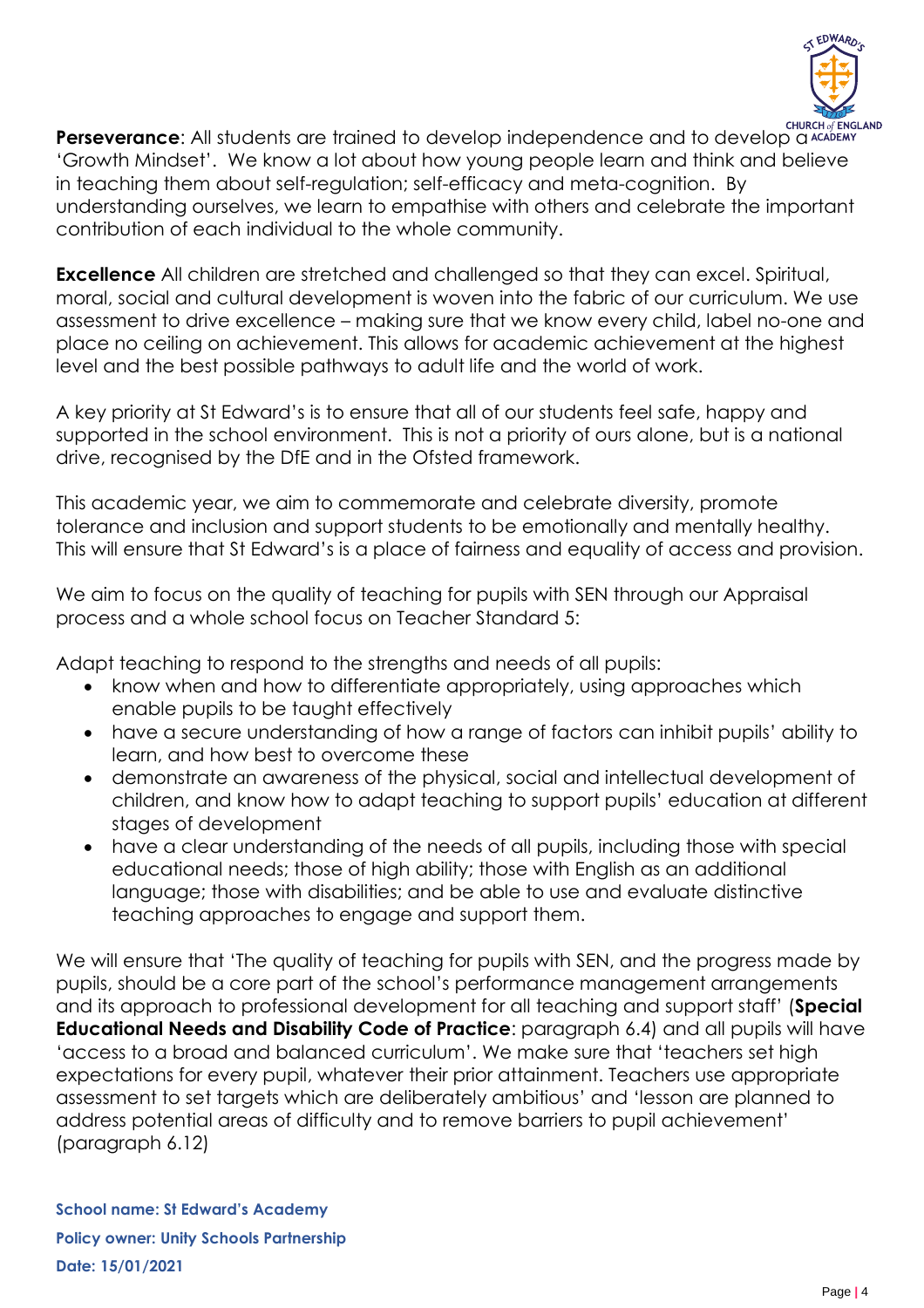**Perseverance**: All students are trained to develop independence and to develop a 'Growth Mindset'. We know a lot about how young people learn and think and believe in teaching them about self-regulation; self-efficacy and meta-cognition. By understanding ourselves, we learn to empathise with others and celebrate the important contribution of each individual to the whole community.

**Excellence** All children are stretched and challenged so that they can excel. Spiritual, moral, social and cultural development is woven into the fabric of our curriculum. We use assessment to drive excellence – making sure that we know every child, label no-one and place no ceiling on achievement. This allows for academic achievement at the highest level and the best possible pathways to adult life and the world of work.

A key priority at St Edward's is to ensure that all of our students feel safe, happy and supported in the school environment. This is not a priority of ours alone, but is a national drive, recognised by the DfE and in the Ofsted framework.

This academic year, we aim to commemorate and celebrate diversity, promote tolerance and inclusion and support students to be emotionally and mentally healthy. This will ensure that St Edward's is a place of fairness and equality of access and provision.

We aim to focus on the quality of teaching for pupils with SEN through our Appraisal process and a whole school focus on Teacher Standard 5:

Adapt teaching to respond to the strengths and needs of all pupils:

- know when and how to differentiate appropriately, using approaches which enable pupils to be taught effectively
- have a secure understanding of how a range of factors can inhibit pupils' ability to learn, and how best to overcome these
- demonstrate an awareness of the physical, social and intellectual development of children, and know how to adapt teaching to support pupils' education at different stages of development
- have a clear understanding of the needs of all pupils, including those with special educational needs; those of high ability; those with English as an additional language; those with disabilities; and be able to use and evaluate distinctive teaching approaches to engage and support them.

We will ensure that 'The quality of teaching for pupils with SEN, and the progress made by pupils, should be a core part of the school's performance management arrangements and its approach to professional development for all teaching and support staff' (**Special Educational Needs and Disability Code of Practice**: paragraph 6.4) and all pupils will have 'access to a broad and balanced curriculum'. We make sure that 'teachers set high expectations for every pupil, whatever their prior attainment. Teachers use appropriate assessment to set targets which are deliberately ambitious' and 'lesson are planned to address potential areas of difficulty and to remove barriers to pupil achievement' (paragraph 6.12)

**School name: St Edward's Academy**
**Policy owner: Unity Schools Partnership**
**Date: 15/01/2021**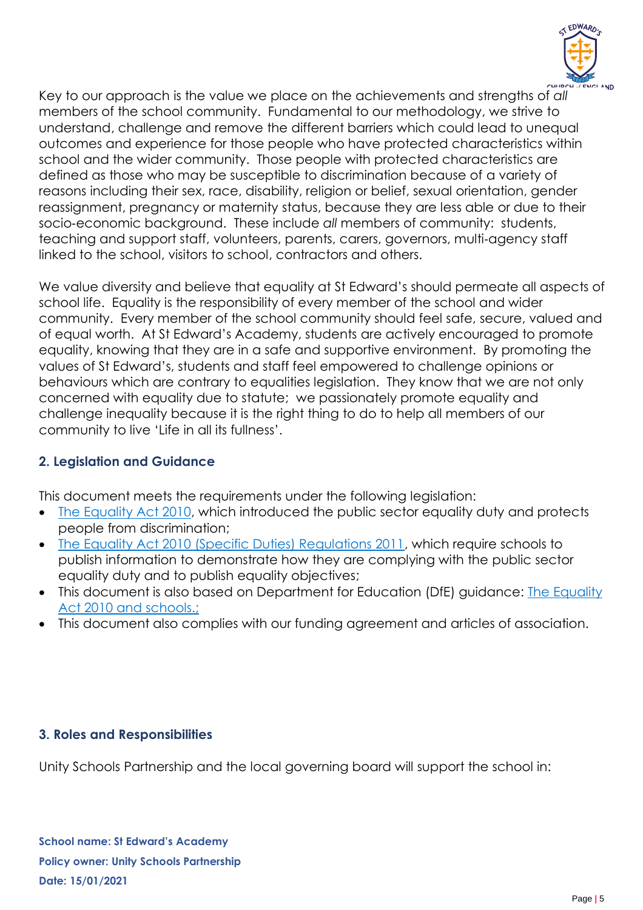Key to our approach is the value we place on the achievements and strengths of *all* members of the school community. Fundamental to our methodology, we strive to understand, challenge and remove the different barriers which could lead to unequal outcomes and experience for those people who have protected characteristics within school and the wider community. Those people with protected characteristics are defined as those who may be susceptible to discrimination because of a variety of reasons including their sex, race, disability, religion or belief, sexual orientation, gender reassignment, pregnancy or maternity status, because they are less able or due to their socio-economic background. These include *all* members of community: students, teaching and support staff, volunteers, parents, carers, governors, multi-agency staff linked to the school, visitors to school, contractors and others.

We value diversity and believe that equality at St Edward's should permeate all aspects of school life. Equality is the responsibility of every member of the school and wider community. Every member of the school community should feel safe, secure, valued and of equal worth. At St Edward's Academy, students are actively encouraged to promote equality, knowing that they are in a safe and supportive environment. By promoting the values of St Edward's, students and staff feel empowered to challenge opinions or behaviours which are contrary to equalities legislation. They know that we are not only concerned with equality due to statute; we passionately promote equality and challenge inequality because it is the right thing to do to help all members of our community to live 'Life in all its fullness'.

## 2. Legislation and Guidance

This document meets the requirements under the following legislation:

- The Equality Act 2010, which introduced the public sector equality duty and protects people from discrimination;
- The Equality Act 2010 (Specific Duties) Regulations 2011, which require schools to publish information to demonstrate how they are complying with the public sector equality duty and to publish equality objectives;
- This document is also based on Department for Education (DfE) guidance: The Equality Act 2010 and schools.;
- This document also complies with our funding agreement and articles of association.

## 3. Roles and Responsibilities

Unity Schools Partnership and the local governing board will support the school in:

**School name: St Edward's Academy**
**Policy owner: Unity Schools Partnership**
**Date: 15/01/2021**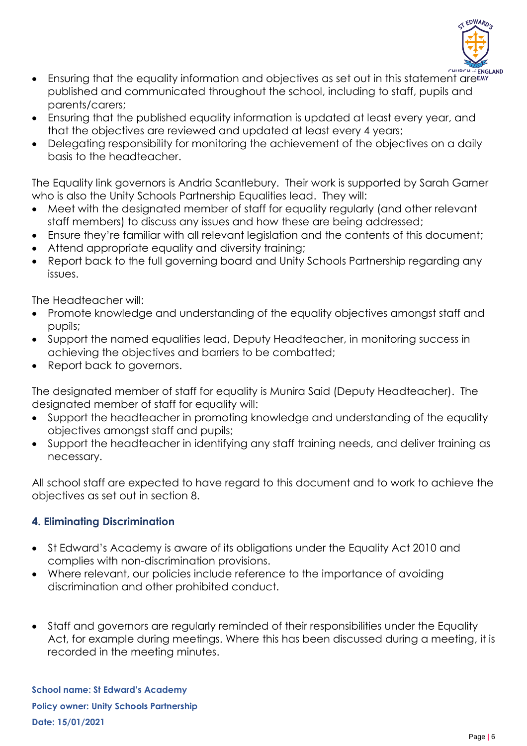- Ensuring that the equality information and objectives as set out in this statement are published and communicated throughout the school, including to staff, pupils and parents/carers;
- Ensuring that the published equality information is updated at least every year, and that the objectives are reviewed and updated at least every 4 years;
- Delegating responsibility for monitoring the achievement of the objectives on a daily basis to the headteacher.

The Equality link governors is Andria Scantlebury. Their work is supported by Sarah Garner who is also the Unity Schools Partnership Equalities lead. They will:

- Meet with the designated member of staff for equality regularly (and other relevant staff members) to discuss any issues and how these are being addressed;
- Ensure they're familiar with all relevant legislation and the contents of this document;
- Attend appropriate equality and diversity training;
- Report back to the full governing board and Unity Schools Partnership regarding any issues.

The Headteacher will:

- Promote knowledge and understanding of the equality objectives amongst staff and pupils;
- Support the named equalities lead, Deputy Headteacher, in monitoring success in achieving the objectives and barriers to be combatted;
- Report back to governors.

The designated member of staff for equality is Munira Said (Deputy Headteacher). The designated member of staff for equality will:

- Support the headteacher in promoting knowledge and understanding of the equality objectives amongst staff and pupils;
- Support the headteacher in identifying any staff training needs, and deliver training as necessary.

All school staff are expected to have regard to this document and to work to achieve the objectives as set out in section 8.

## 4. Eliminating Discrimination

- St Edward's Academy is aware of its obligations under the Equality Act 2010 and complies with non-discrimination provisions.
- Where relevant, our policies include reference to the importance of avoiding discrimination and other prohibited conduct.

- Staff and governors are regularly reminded of their responsibilities under the Equality Act, for example during meetings. Where this has been discussed during a meeting, it is recorded in the meeting minutes.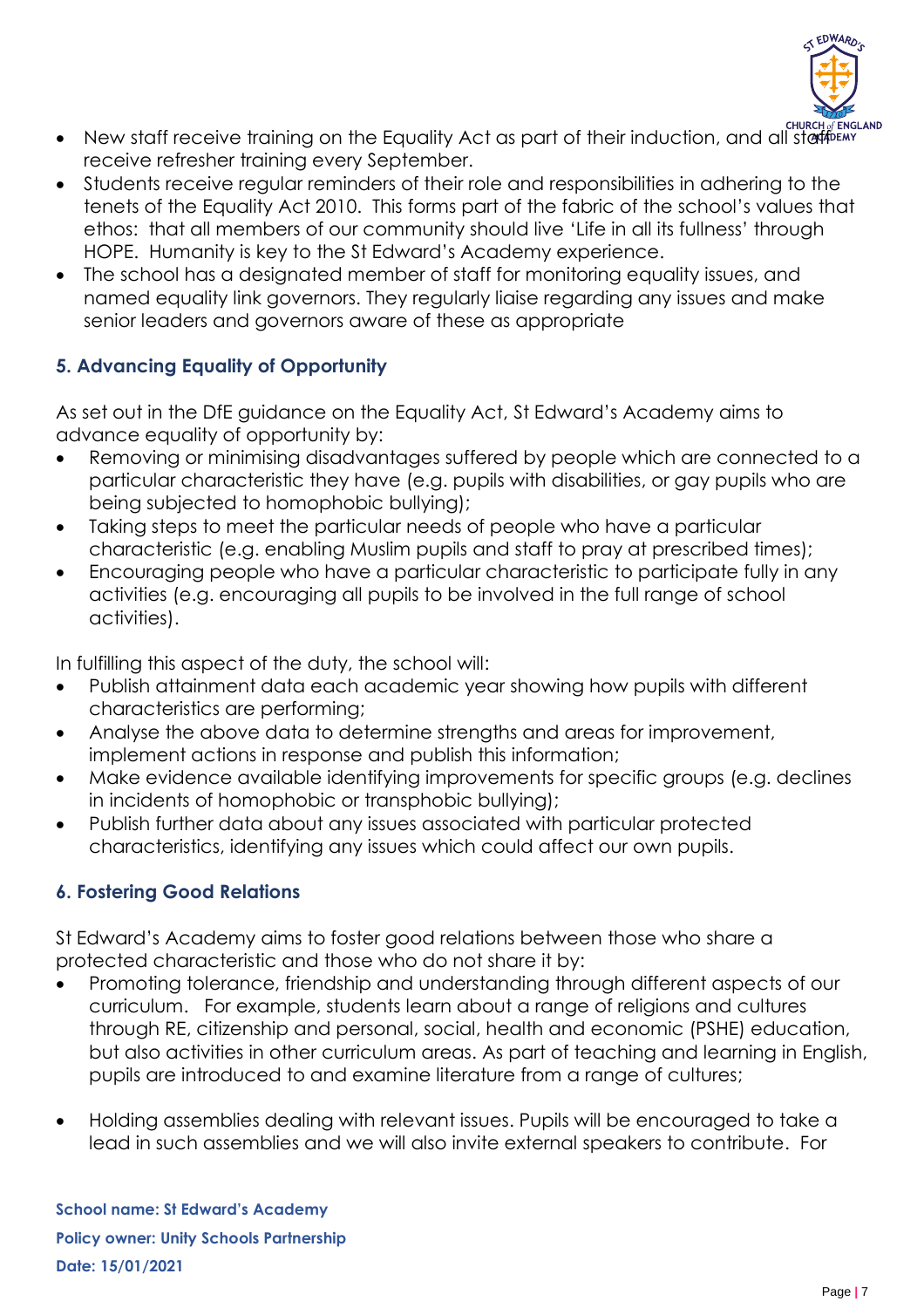- New staff receive training on the Equality Act as part of their induction, and all staff receive refresher training every September.
- Students receive regular reminders of their role and responsibilities in adhering to the tenets of the Equality Act 2010. This forms part of the fabric of the school's values that ethos: that all members of our community should live 'Life in all its fullness' through HOPE. Humanity is key to the St Edward's Academy experience.
- The school has a designated member of staff for monitoring equality issues, and named equality link governors. They regularly liaise regarding any issues and make senior leaders and governors aware of these as appropriate

## 5. Advancing Equality of Opportunity

As set out in the DfE guidance on the Equality Act, St Edward's Academy aims to advance equality of opportunity by:

- Removing or minimising disadvantages suffered by people which are connected to a particular characteristic they have (e.g. pupils with disabilities, or gay pupils who are being subjected to homophobic bullying);
- Taking steps to meet the particular needs of people who have a particular characteristic (e.g. enabling Muslim pupils and staff to pray at prescribed times);
- Encouraging people who have a particular characteristic to participate fully in any activities (e.g. encouraging all pupils to be involved in the full range of school activities).

In fulfilling this aspect of the duty, the school will:

- Publish attainment data each academic year showing how pupils with different characteristics are performing;
- Analyse the above data to determine strengths and areas for improvement, implement actions in response and publish this information;
- Make evidence available identifying improvements for specific groups (e.g. declines in incidents of homophobic or transphobic bullying);
- Publish further data about any issues associated with particular protected characteristics, identifying any issues which could affect our own pupils.

## 6. Fostering Good Relations

St Edward's Academy aims to foster good relations between those who share a protected characteristic and those who do not share it by:

- Promoting tolerance, friendship and understanding through different aspects of our curriculum. For example, students learn about a range of religions and cultures through RE, citizenship and personal, social, health and economic (PSHE) education, but also activities in other curriculum areas. As part of teaching and learning in English, pupils are introduced to and examine literature from a range of cultures;
- Holding assemblies dealing with relevant issues. Pupils will be encouraged to take a lead in such assemblies and we will also invite external speakers to contribute. For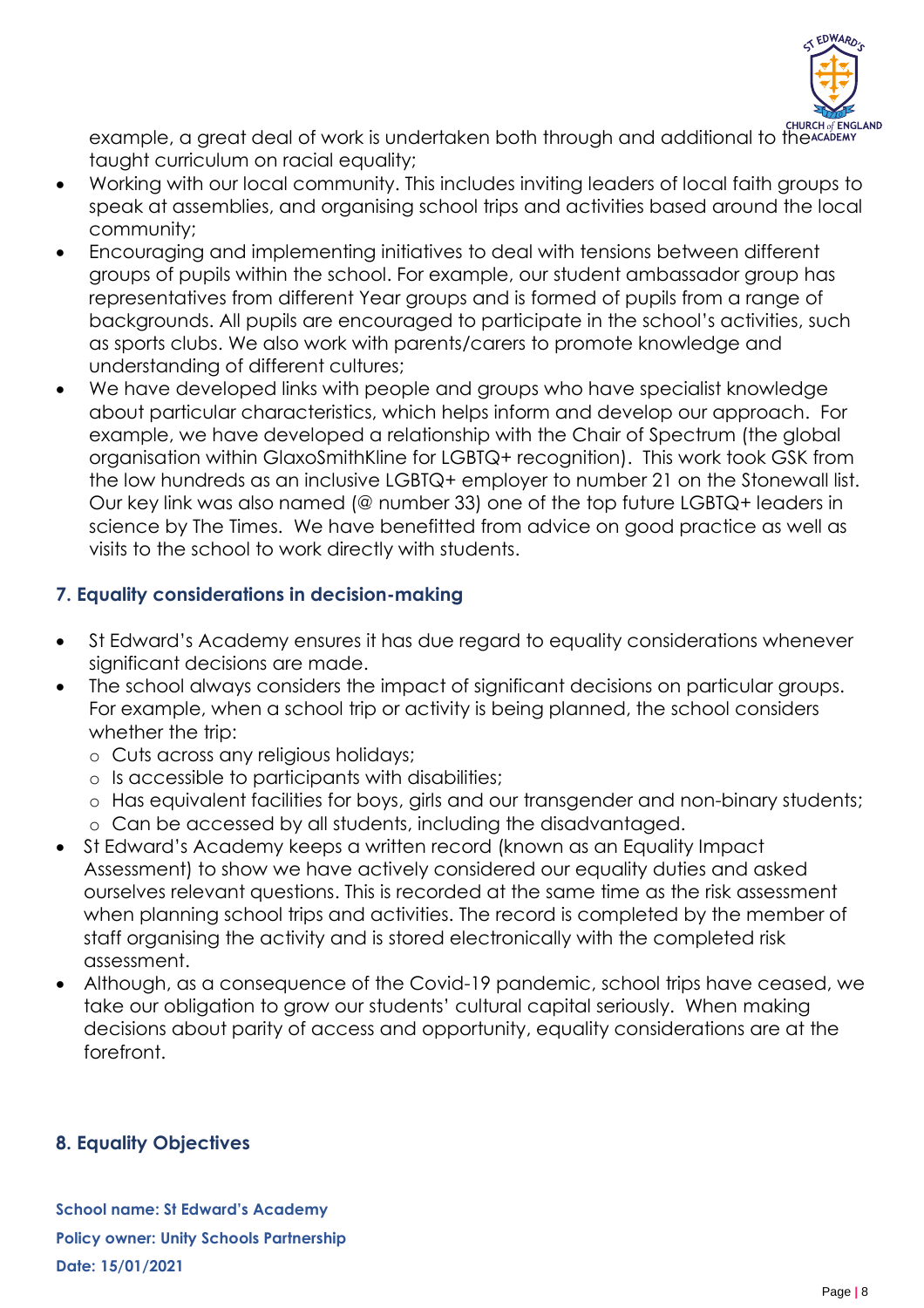example, a great deal of work is undertaken both through and additional to the taught curriculum on racial equality;

- Working with our local community. This includes inviting leaders of local faith groups to speak at assemblies, and organising school trips and activities based around the local community;
- Encouraging and implementing initiatives to deal with tensions between different groups of pupils within the school. For example, our student ambassador group has representatives from different Year groups and is formed of pupils from a range of backgrounds. All pupils are encouraged to participate in the school's activities, such as sports clubs. We also work with parents/carers to promote knowledge and understanding of different cultures;
- We have developed links with people and groups who have specialist knowledge about particular characteristics, which helps inform and develop our approach. For example, we have developed a relationship with the Chair of Spectrum (the global organisation within GlaxoSmithKline for LGBTQ+ recognition). This work took GSK from the low hundreds as an inclusive LGBTQ+ employer to number 21 on the Stonewall list. Our key link was also named (@ number 33) one of the top future LGBTQ+ leaders in science by The Times. We have benefitted from advice on good practice as well as visits to the school to work directly with students.

## 7. Equality considerations in decision-making

- St Edward's Academy ensures it has due regard to equality considerations whenever significant decisions are made.
- The school always considers the impact of significant decisions on particular groups. For example, when a school trip or activity is being planned, the school considers whether the trip:
  - Cuts across any religious holidays;
  - Is accessible to participants with disabilities;
  - Has equivalent facilities for boys, girls and our transgender and non-binary students;
  - Can be accessed by all students, including the disadvantaged.
- St Edward's Academy keeps a written record (known as an Equality Impact Assessment) to show we have actively considered our equality duties and asked ourselves relevant questions. This is recorded at the same time as the risk assessment when planning school trips and activities. The record is completed by the member of staff organising the activity and is stored electronically with the completed risk assessment.
- Although, as a consequence of the Covid-19 pandemic, school trips have ceased, we take our obligation to grow our students' cultural capital seriously. When making decisions about parity of access and opportunity, equality considerations are at the forefront.

## 8. Equality Objectives

**School name: St Edward's Academy**
**Policy owner: Unity Schools Partnership**
**Date: 15/01/2021**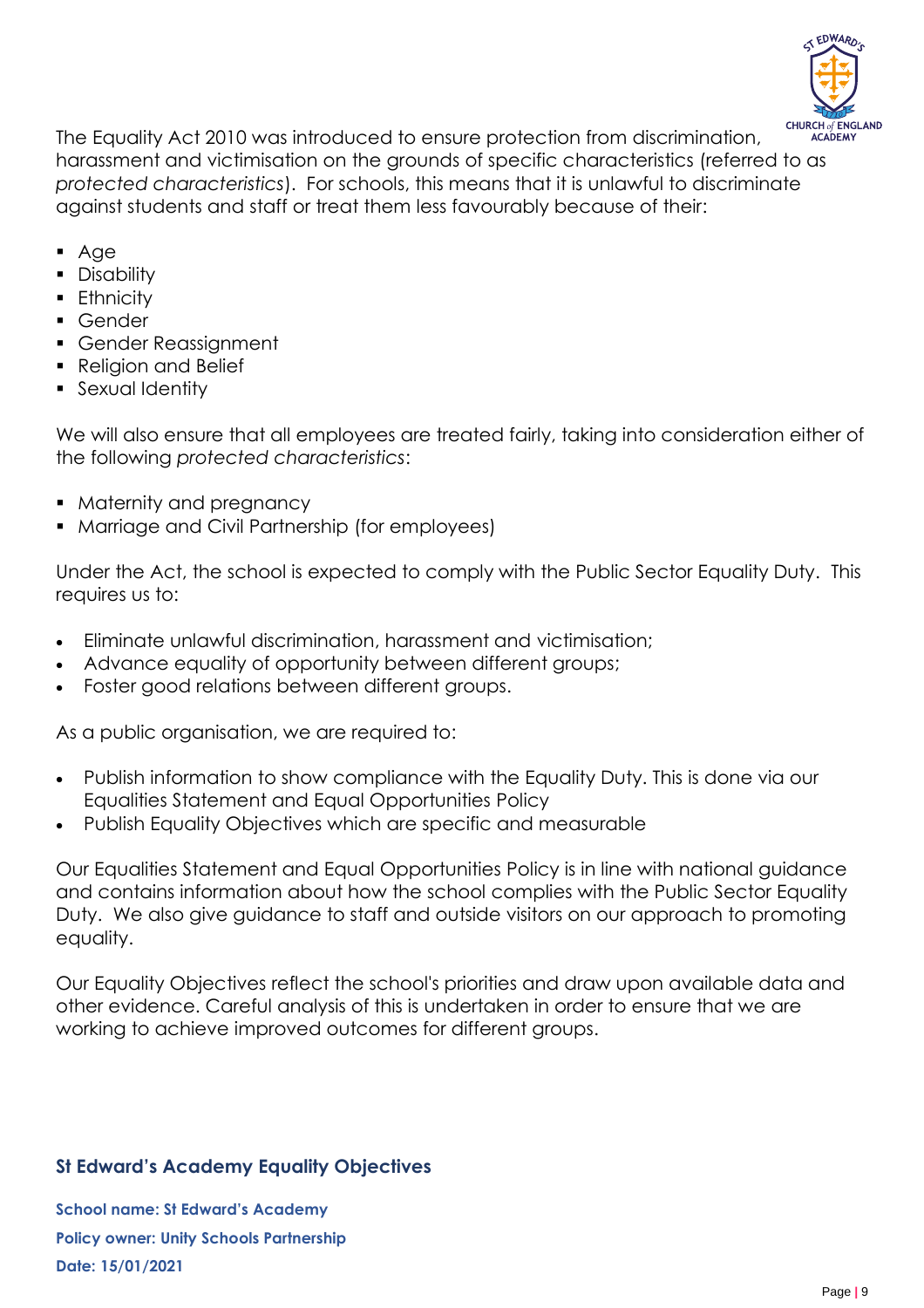The Equality Act 2010 was introduced to ensure protection from discrimination, harassment and victimisation on the grounds of specific characteristics (referred to as *protected characteristics*). For schools, this means that it is unlawful to discriminate against students and staff or treat them less favourably because of their:

- Age
- Disability
- Ethnicity
- Gender
- Gender Reassignment
- Religion and Belief
- Sexual Identity

We will also ensure that all employees are treated fairly, taking into consideration either of the following *protected characteristics*:

- Maternity and pregnancy
- Marriage and Civil Partnership (for employees)

Under the Act, the school is expected to comply with the Public Sector Equality Duty. This requires us to:

- Eliminate unlawful discrimination, harassment and victimisation;
- Advance equality of opportunity between different groups;
- Foster good relations between different groups.

As a public organisation, we are required to:

- Publish information to show compliance with the Equality Duty. This is done via our Equalities Statement and Equal Opportunities Policy
- Publish Equality Objectives which are specific and measurable

Our Equalities Statement and Equal Opportunities Policy is in line with national guidance and contains information about how the school complies with the Public Sector Equality Duty. We also give guidance to staff and outside visitors on our approach to promoting equality.

Our Equality Objectives reflect the school's priorities and draw upon available data and other evidence. Careful analysis of this is undertaken in order to ensure that we are working to achieve improved outcomes for different groups.

## St Edward's Academy Equality Objectives

**School name: St Edward's Academy**

**Policy owner: Unity Schools Partnership**

**Date: 15/01/2021**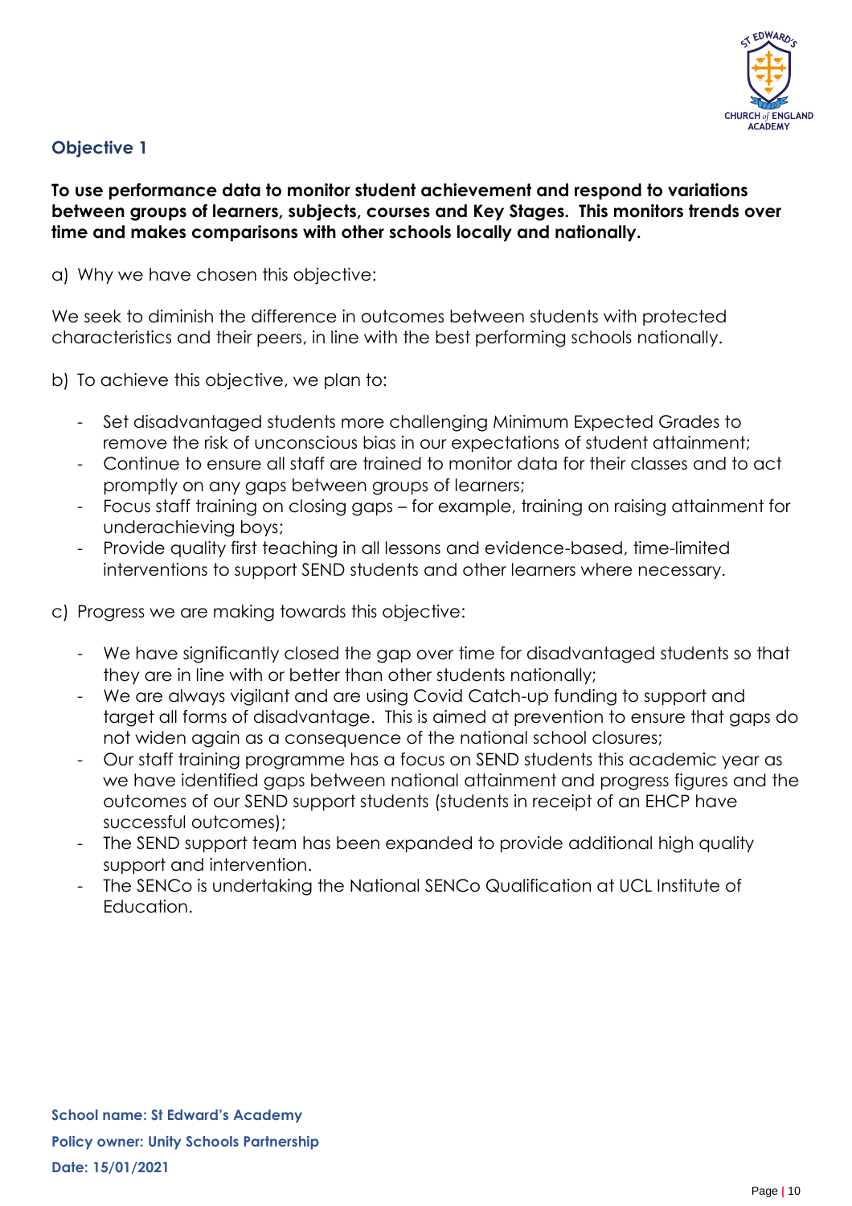## Objective 1

**To use performance data to monitor student achievement and respond to variations between groups of learners, subjects, courses and Key Stages. This monitors trends over time and makes comparisons with other schools locally and nationally.**

a) Why we have chosen this objective:

We seek to diminish the difference in outcomes between students with protected characteristics and their peers, in line with the best performing schools nationally.

b) To achieve this objective, we plan to:

- Set disadvantaged students more challenging Minimum Expected Grades to remove the risk of unconscious bias in our expectations of student attainment;
- Continue to ensure all staff are trained to monitor data for their classes and to act promptly on any gaps between groups of learners;
- Focus staff training on closing gaps – for example, training on raising attainment for underachieving boys;
- Provide quality first teaching in all lessons and evidence-based, time-limited interventions to support SEND students and other learners where necessary.

c) Progress we are making towards this objective:

- We have significantly closed the gap over time for disadvantaged students so that they are in line with or better than other students nationally;
- We are always vigilant and are using Covid Catch-up funding to support and target all forms of disadvantage. This is aimed at prevention to ensure that gaps do not widen again as a consequence of the national school closures;
- Our staff training programme has a focus on SEND students this academic year as we have identified gaps between national attainment and progress figures and the outcomes of our SEND support students (students in receipt of an EHCP have successful outcomes);
- The SEND support team has been expanded to provide additional high quality support and intervention.
- The SENCo is undertaking the National SENCo Qualification at UCL Institute of Education.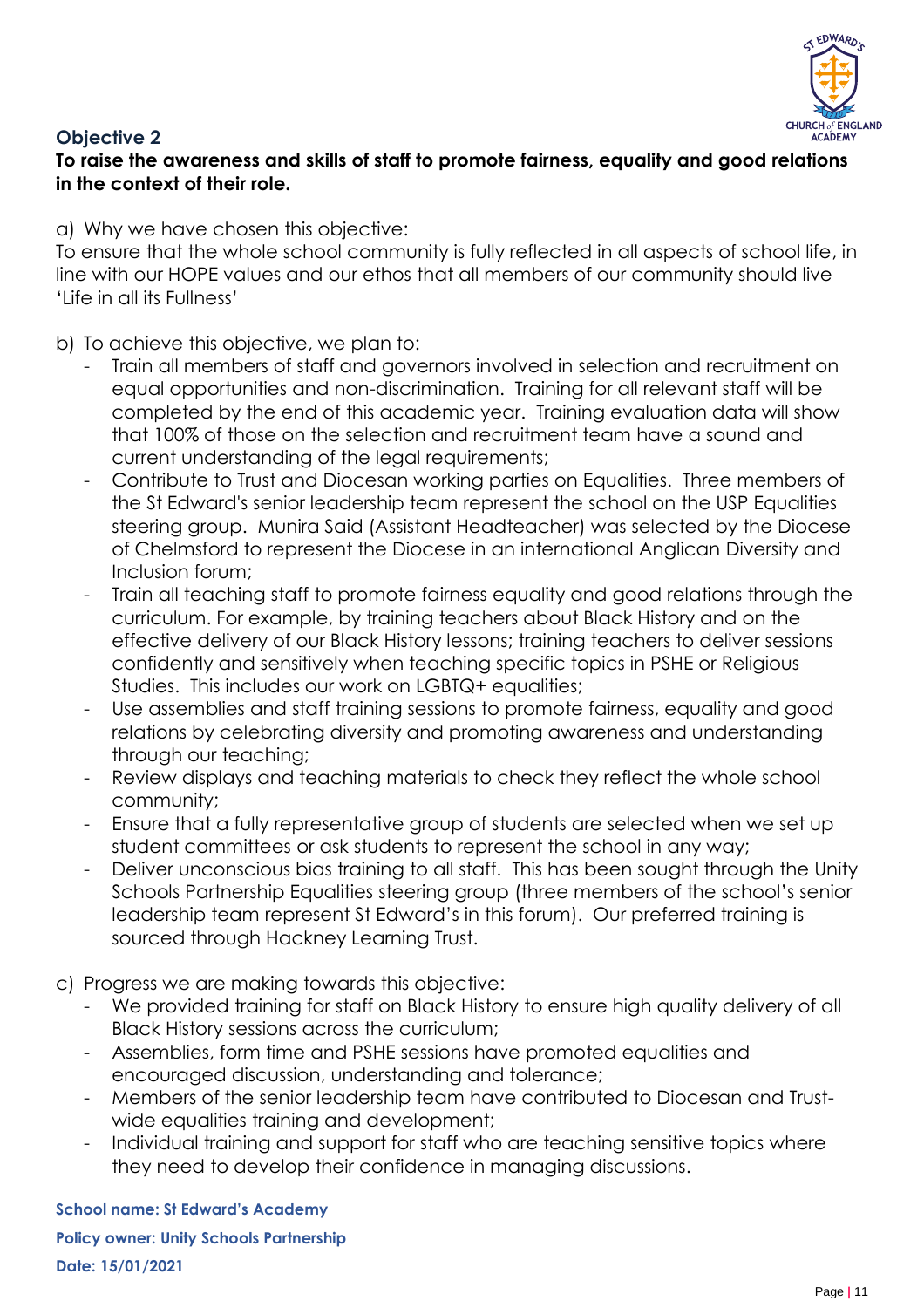### Objective 2

**To raise the awareness and skills of staff to promote fairness, equality and good relations in the context of their role.**

a) Why we have chosen this objective:
To ensure that the whole school community is fully reflected in all aspects of school life, in line with our HOPE values and our ethos that all members of our community should live 'Life in all its Fullness'

b) To achieve this objective, we plan to:
- Train all members of staff and governors involved in selection and recruitment on equal opportunities and non-discrimination. Training for all relevant staff will be completed by the end of this academic year. Training evaluation data will show that 100% of those on the selection and recruitment team have a sound and current understanding of the legal requirements;
- Contribute to Trust and Diocesan working parties on Equalities. Three members of the St Edward's senior leadership team represent the school on the USP Equalities steering group. Munira Said (Assistant Headteacher) was selected by the Diocese of Chelmsford to represent the Diocese in an international Anglican Diversity and Inclusion forum;
- Train all teaching staff to promote fairness equality and good relations through the curriculum. For example, by training teachers about Black History and on the effective delivery of our Black History lessons; training teachers to deliver sessions confidently and sensitively when teaching specific topics in PSHE or Religious Studies. This includes our work on LGBTQ+ equalities;
- Use assemblies and staff training sessions to promote fairness, equality and good relations by celebrating diversity and promoting awareness and understanding through our teaching;
- Review displays and teaching materials to check they reflect the whole school community;
- Ensure that a fully representative group of students are selected when we set up student committees or ask students to represent the school in any way;
- Deliver unconscious bias training to all staff. This has been sought through the Unity Schools Partnership Equalities steering group (three members of the school's senior leadership team represent St Edward's in this forum). Our preferred training is sourced through Hackney Learning Trust.

c) Progress we are making towards this objective:
- We provided training for staff on Black History to ensure high quality delivery of all Black History sessions across the curriculum;
- Assemblies, form time and PSHE sessions have promoted equalities and encouraged discussion, understanding and tolerance;
- Members of the senior leadership team have contributed to Diocesan and Trust-wide equalities training and development;
- Individual training and support for staff who are teaching sensitive topics where they need to develop their confidence in managing discussions.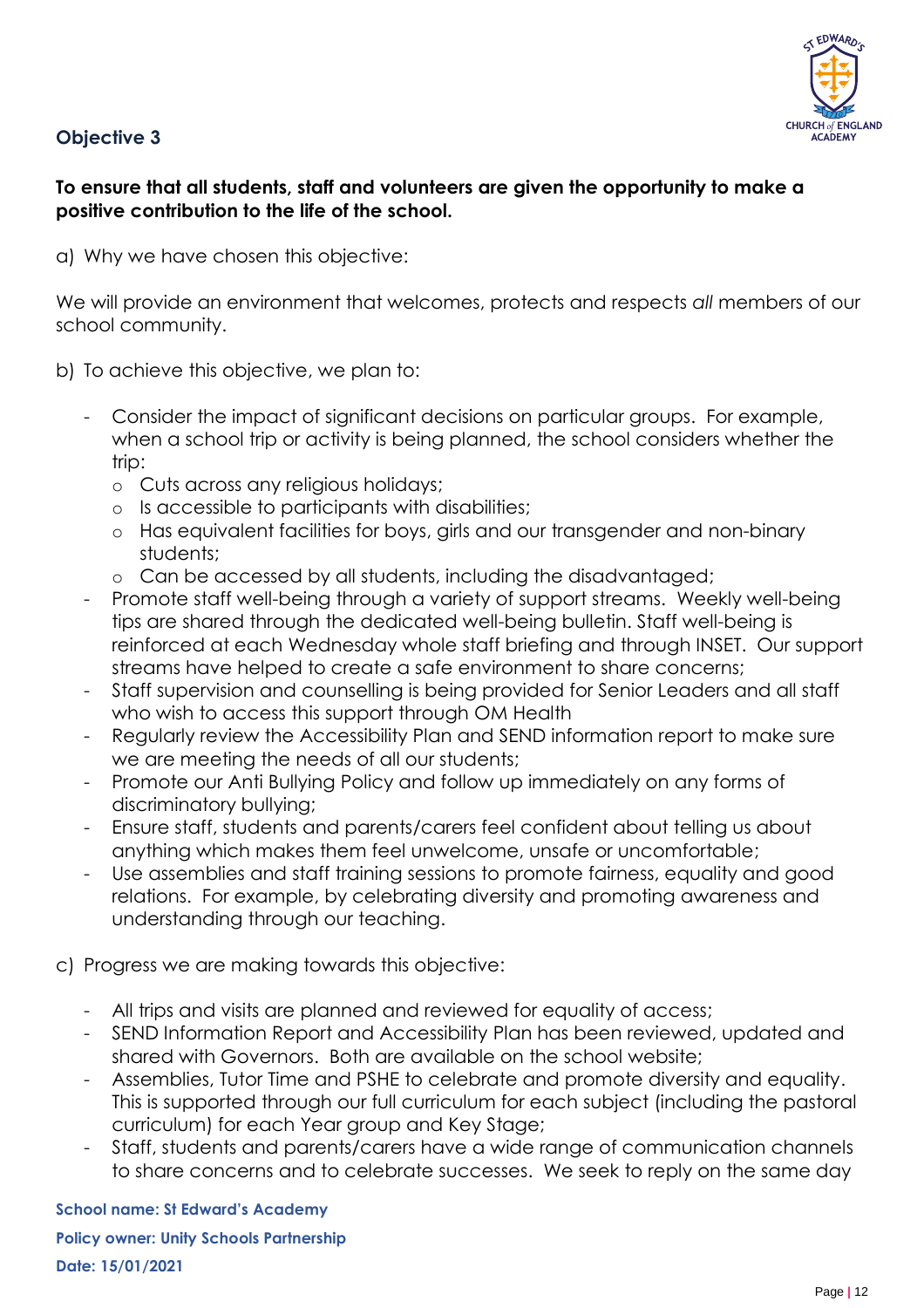## Objective 3

**To ensure that all students, staff and volunteers are given the opportunity to make a positive contribution to the life of the school.**

a) Why we have chosen this objective:

We will provide an environment that welcomes, protects and respects *all* members of our school community.

b) To achieve this objective, we plan to:

- Consider the impact of significant decisions on particular groups. For example, when a school trip or activity is being planned, the school considers whether the trip:
  - Cuts across any religious holidays;
  - Is accessible to participants with disabilities;
  - Has equivalent facilities for boys, girls and our transgender and non-binary students;
  - Can be accessed by all students, including the disadvantaged;
- Promote staff well-being through a variety of support streams. Weekly well-being tips are shared through the dedicated well-being bulletin. Staff well-being is reinforced at each Wednesday whole staff briefing and through INSET. Our support streams have helped to create a safe environment to share concerns;
- Staff supervision and counselling is being provided for Senior Leaders and all staff who wish to access this support through OM Health
- Regularly review the Accessibility Plan and SEND information report to make sure we are meeting the needs of all our students;
- Promote our Anti Bullying Policy and follow up immediately on any forms of discriminatory bullying;
- Ensure staff, students and parents/carers feel confident about telling us about anything which makes them feel unwelcome, unsafe or uncomfortable;
- Use assemblies and staff training sessions to promote fairness, equality and good relations. For example, by celebrating diversity and promoting awareness and understanding through our teaching.

c) Progress we are making towards this objective:

- All trips and visits are planned and reviewed for equality of access;
- SEND Information Report and Accessibility Plan has been reviewed, updated and shared with Governors. Both are available on the school website;
- Assemblies, Tutor Time and PSHE to celebrate and promote diversity and equality. This is supported through our full curriculum for each subject (including the pastoral curriculum) for each Year group and Key Stage;
- Staff, students and parents/carers have a wide range of communication channels to share concerns and to celebrate successes. We seek to reply on the same day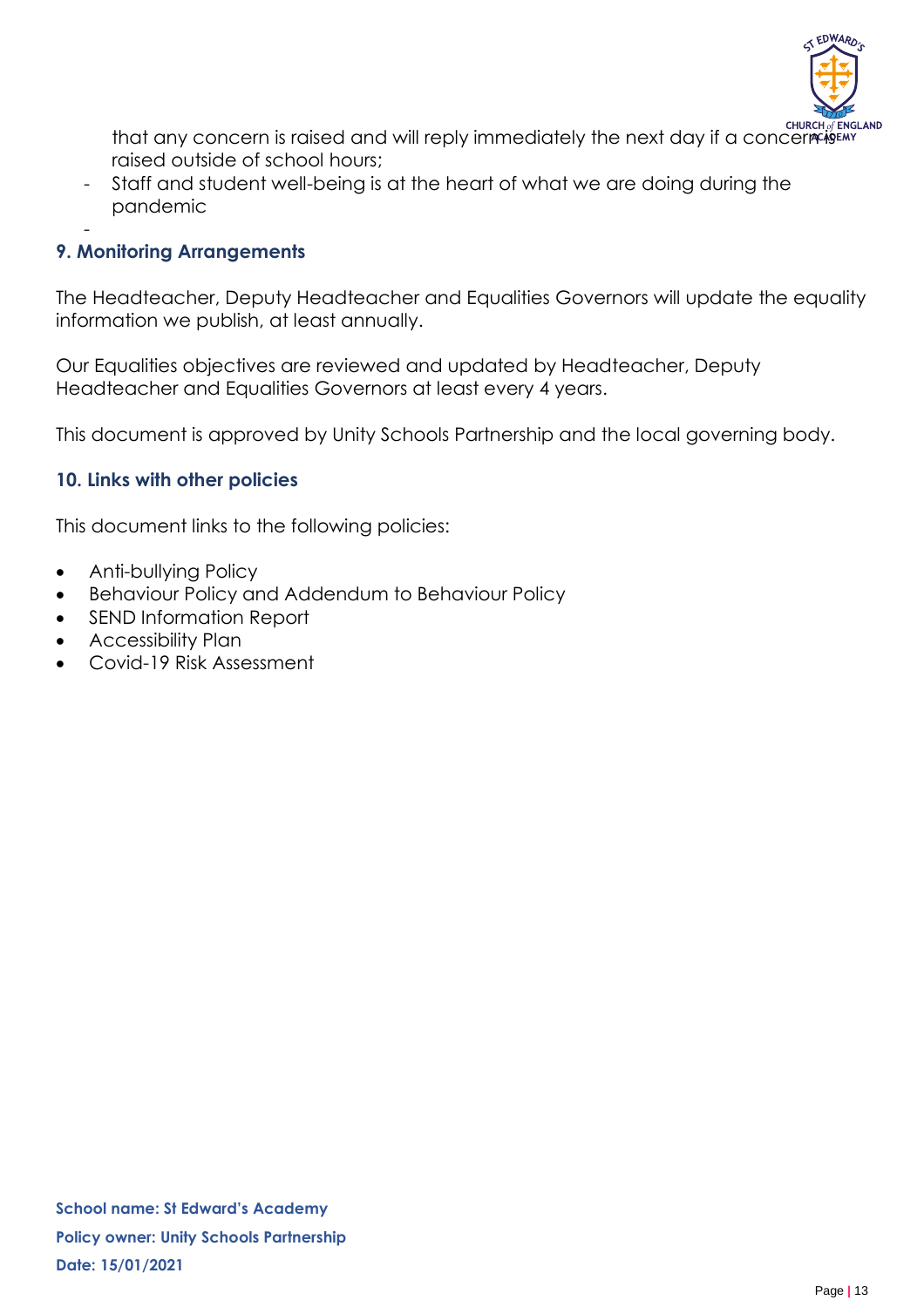that any concern is raised and will reply immediately the next day if a concern is raised outside of school hours;
- Staff and student well-being is at the heart of what we are doing during the pandemic
-

### 9. Monitoring Arrangements

The Headteacher, Deputy Headteacher and Equalities Governors will update the equality information we publish, at least annually.

Our Equalities objectives are reviewed and updated by Headteacher, Deputy Headteacher and Equalities Governors at least every 4 years.

This document is approved by Unity Schools Partnership and the local governing body.

### 10. Links with other policies

This document links to the following policies:

- Anti-bullying Policy
- Behaviour Policy and Addendum to Behaviour Policy
- SEND Information Report
- Accessibility Plan
- Covid-19 Risk Assessment

**School name: St Edward's Academy**
**Policy owner: Unity Schools Partnership**
**Date: 15/01/2021**